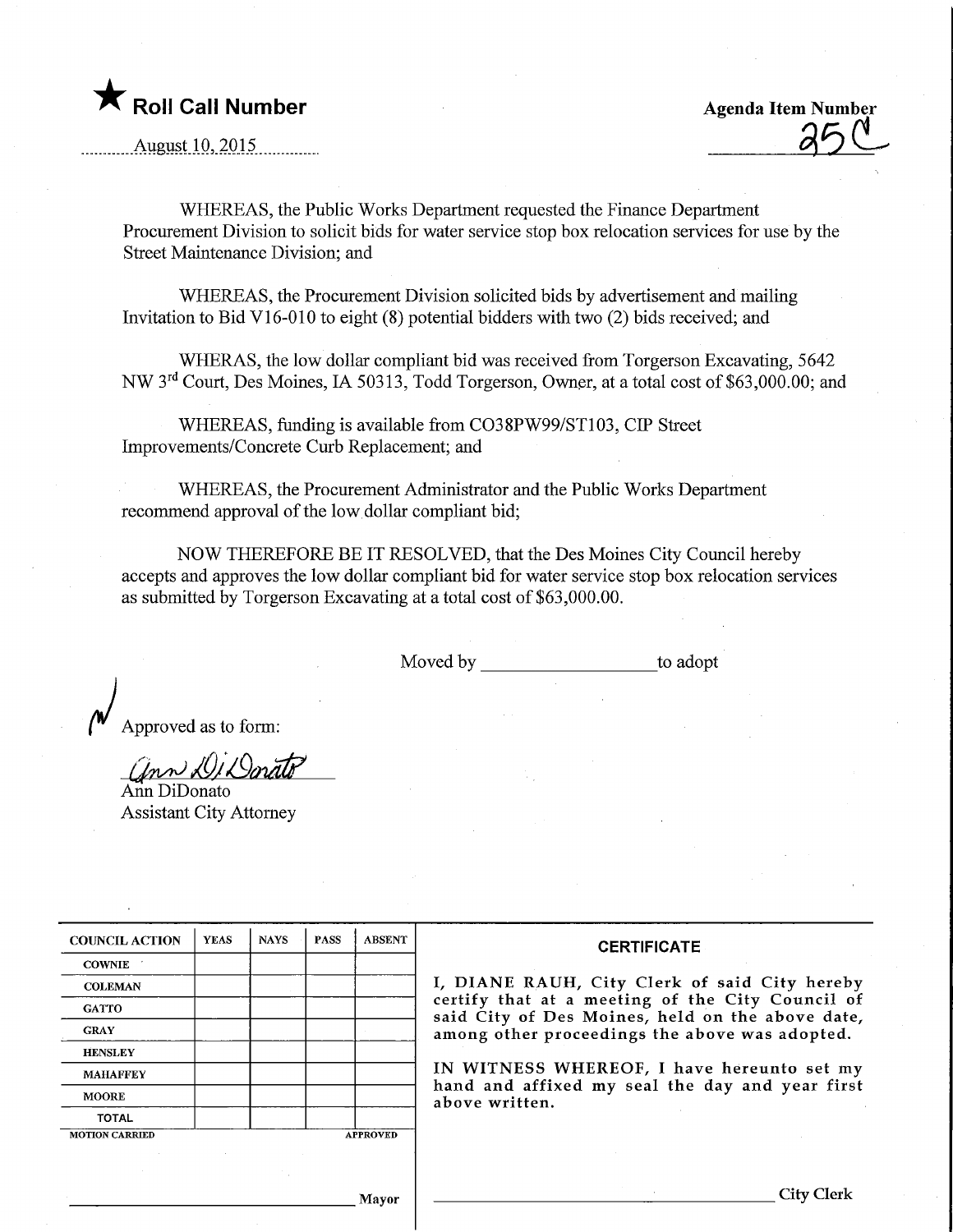★ **Roll Call Number**

August 10, 2015

**Agenda Item Number**

25C

WHEREAS, the Public Works Department requested the Finance Department Procurement Division to solicit bids for water service stop box relocation services for use by the Street Maintenance Division; and

WHEREAS, the Procurement Division solicited bids by advertisement and mailing Invitation to Bid V16-010 to eight (8) potential bidders with two (2) bids received; and

WHERAS, the low dollar compliant bid was received from Torgerson Excavating, 5642 NW 3rd Court, Des Moines, IA 50313, Todd Torgerson, Owner, at a total cost of $63,000.00; and

WHEREAS, funding is available from CO38PW99/ST103, CIP Street Improvements/Concrete Curb Replacement; and

WHEREAS, the Procurement Administrator and the Public Works Department recommend approval of the low dollar compliant bid;

NOW THEREFORE BE IT RESOLVED, that the Des Moines City Council hereby accepts and approves the low dollar compliant bid for water service stop box relocation services as submitted by Torgerson Excavating at a total cost of $63,000.00.

Moved by __________________ to adopt

Approved as to form:

Ann DiDonato
Ann DiDonato
Assistant City Attorney

| COUNCIL ACTION | YEAS | NAYS | PASS | ABSENT |
|---|---|---|---|---|
| COWNIE | | | | |
| COLEMAN | | | | |
| GATTO | | | | |
| GRAY | | | | |
| HENSLEY | | | | |
| MAHAFFEY | | | | |
| MOORE | | | | |
| TOTAL | | | | |
| MOTION CARRIED | | | | APPROVED |

__________________________________ Mayor

**CERTIFICATE**

I, DIANE RAUH, City Clerk of said City hereby certify that at a meeting of the City Council of said City of Des Moines, held on the above date, among other proceedings the above was adopted.

IN WITNESS WHEREOF, I have hereunto set my hand and affixed my seal the day and year first above written.

__________________________________ City Clerk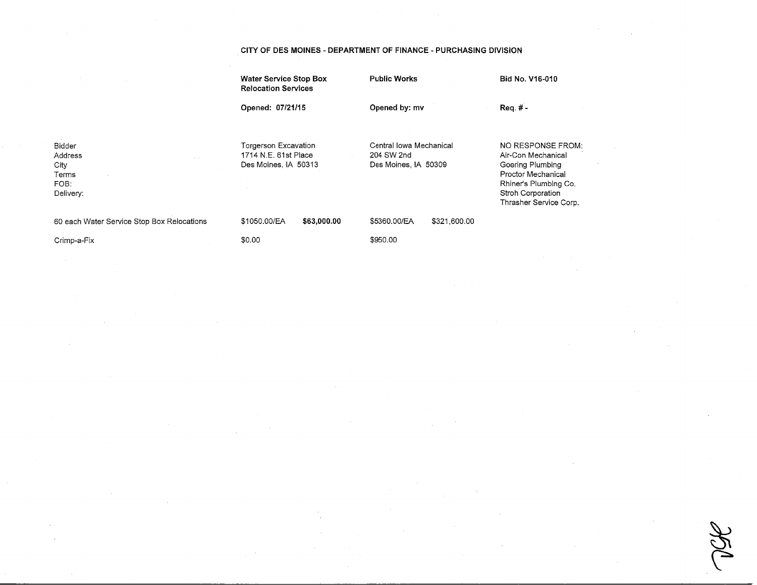# CITY OF DES MOINES - DEPARTMENT OF FINANCE - PURCHASING DIVISION

| | | | | | |
|---|---|---|---|---|---|
| | **Water Service Stop Box Relocation Services** | | **Public Works** | | **Bid No. V16-010** |
| | **Opened: 07/21/15** | | **Opened by: mv** | | **Req. # -** |
| Bidder<br>Address<br>City<br>Terms<br>FOB:<br>Delivery: | Torgerson Excavation<br>1714 N.E. 61st Place<br>Des Moines, IA 50313 | | Central Iowa Mechanical<br>204 SW 2nd<br>Des Moines, IA 50309 | | NO RESPONSE FROM:<br>Air-Con Mechanical<br>Goering Plumbing<br>Proctor Mechanical<br>Rhiner's Plumbing Co.<br>Stroh Corporation<br>Thrasher Service Corp. |
| 60 each Water Service Stop Box Relocations | $1050.00/EA | **$63,000.00** | $5360.00/EA | $321,600.00 | |
| Crimp-a-Fix | $0.00 | | $950.00 | | |

25L